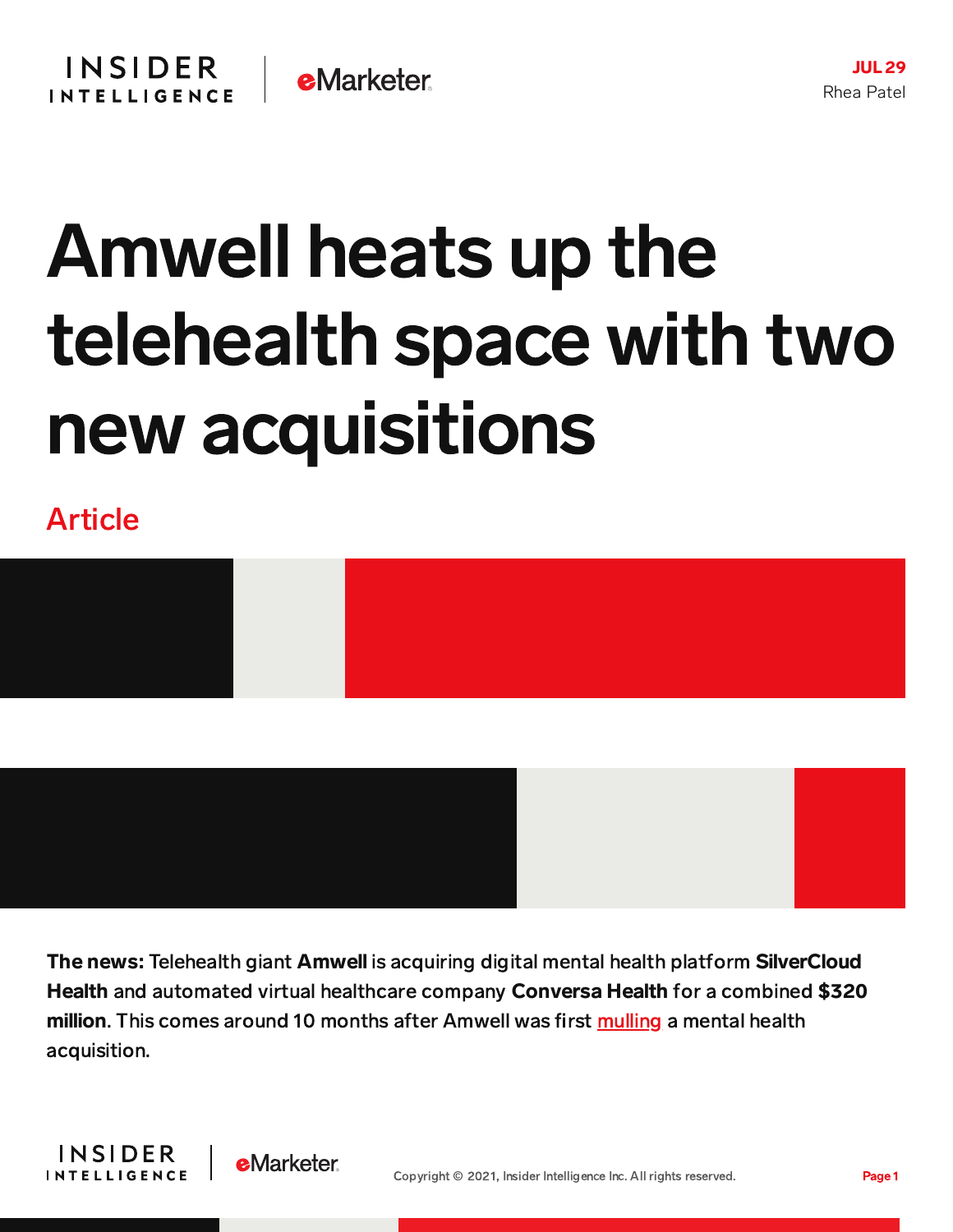JUL 29
Rhea Patel

# Amwell heats up the telehealth space with two new acquisitions

Article

**The news:** Telehealth giant **Amwell** is acquiring digital mental health platform **SilverCloud Health** and automated virtual healthcare company **Conversa Health** for a combined **$320 million**. This comes around 10 months after Amwell was first mulling a mental health acquisition.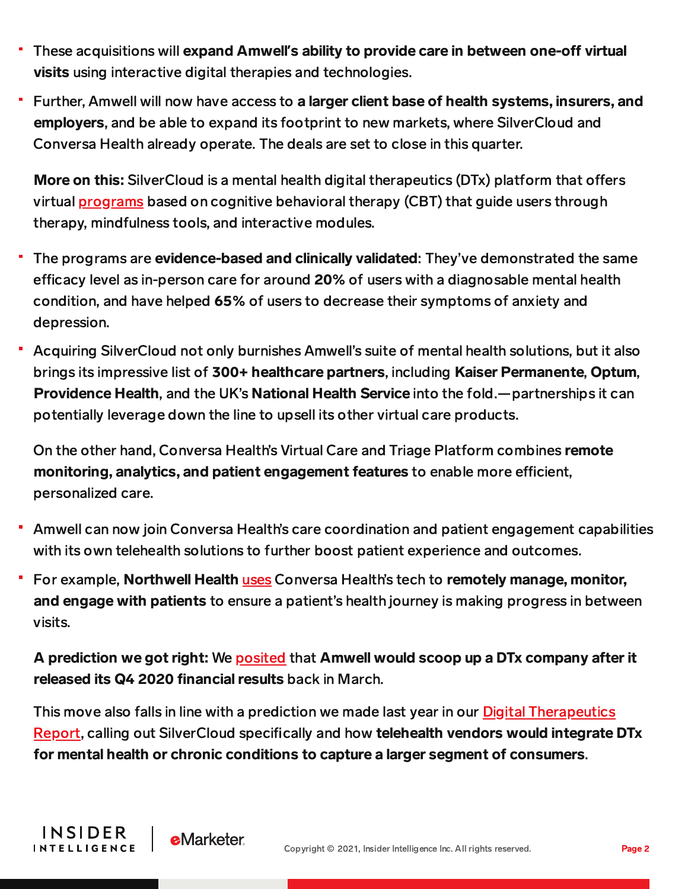- These acquisitions will **expand Amwell's ability to provide care in between one-off virtual visits** using interactive digital therapies and technologies.
- Further, Amwell will now have access to **a larger client base of health systems, insurers, and employers**, and be able to expand its footprint to new markets, where SilverCloud and Conversa Health already operate. The deals are set to close in this quarter.

**More on this:** SilverCloud is a mental health digital therapeutics (DTx) platform that offers virtual programs based on cognitive behavioral therapy (CBT) that guide users through therapy, mindfulness tools, and interactive modules.

- The programs are **evidence-based and clinically validated**: They've demonstrated the same efficacy level as in-person care for around **20%** of users with a diagnosable mental health condition, and have helped **65%** of users to decrease their symptoms of anxiety and depression.
- Acquiring SilverCloud not only burnishes Amwell's suite of mental health solutions, but it also brings its impressive list of **300+ healthcare partners**, including **Kaiser Permanente**, **Optum**, **Providence Health**, and the UK's **National Health Service** into the fold.—partnerships it can potentially leverage down the line to upsell its other virtual care products.

On the other hand, Conversa Health's Virtual Care and Triage Platform combines **remote monitoring, analytics, and patient engagement features** to enable more efficient, personalized care.

- Amwell can now join Conversa Health's care coordination and patient engagement capabilities with its own telehealth solutions to further boost patient experience and outcomes.
- For example, **Northwell Health** uses Conversa Health's tech to **remotely manage, monitor, and engage with patients** to ensure a patient's health journey is making progress in between visits.

**A prediction we got right:** We posited that **Amwell would scoop up a DTx company after it released its Q4 2020 financial results** back in March.

This move also falls in line with a prediction we made last year in our Digital Therapeutics Report, calling out SilverCloud specifically and how **telehealth vendors would integrate DTx for mental health or chronic conditions to capture a larger segment of consumers**.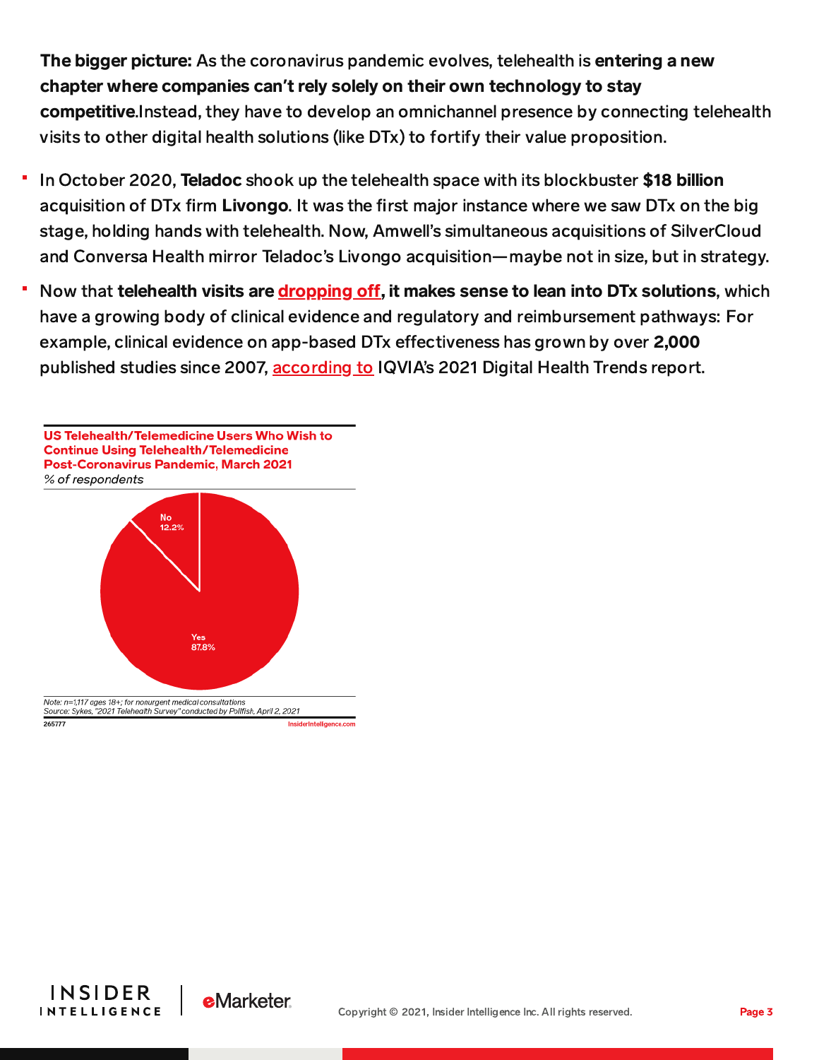**The bigger picture:** As the coronavirus pandemic evolves, telehealth is **entering a new chapter where companies can't rely solely on their own technology to stay competitive**.Instead, they have to develop an omnichannel presence by connecting telehealth visits to other digital health solutions (like DTx) to fortify their value proposition.

- In October 2020, **Teladoc** shook up the telehealth space with its blockbuster **$18 billion** acquisition of DTx firm **Livongo**. It was the first major instance where we saw DTx on the big stage, holding hands with telehealth. Now, Amwell's simultaneous acquisitions of SilverCloud and Conversa Health mirror Teladoc's Livongo acquisition—maybe not in size, but in strategy.
- Now that **telehealth visits are dropping off, it makes sense to lean into DTx solutions**, which have a growing body of clinical evidence and regulatory and reimbursement pathways: For example, clinical evidence on app-based DTx effectiveness has grown by over **2,000** published studies since 2007, according to IQVIA's 2021 Digital Health Trends report.

**US Telehealth/Telemedicine Users Who Wish to Continue Using Telehealth/Telemedicine Post-Coronavirus Pandemic, March 2021**

*% of respondents*

No
12.2%

Yes
87.8%

*Note: n=1,117 ages 18+; for nonurgent medical consultations*
*Source: Sykes, "2021 Telehealth Survey" conducted by Pollfish, April 2, 2021*

265777

InsiderIntelligence.com